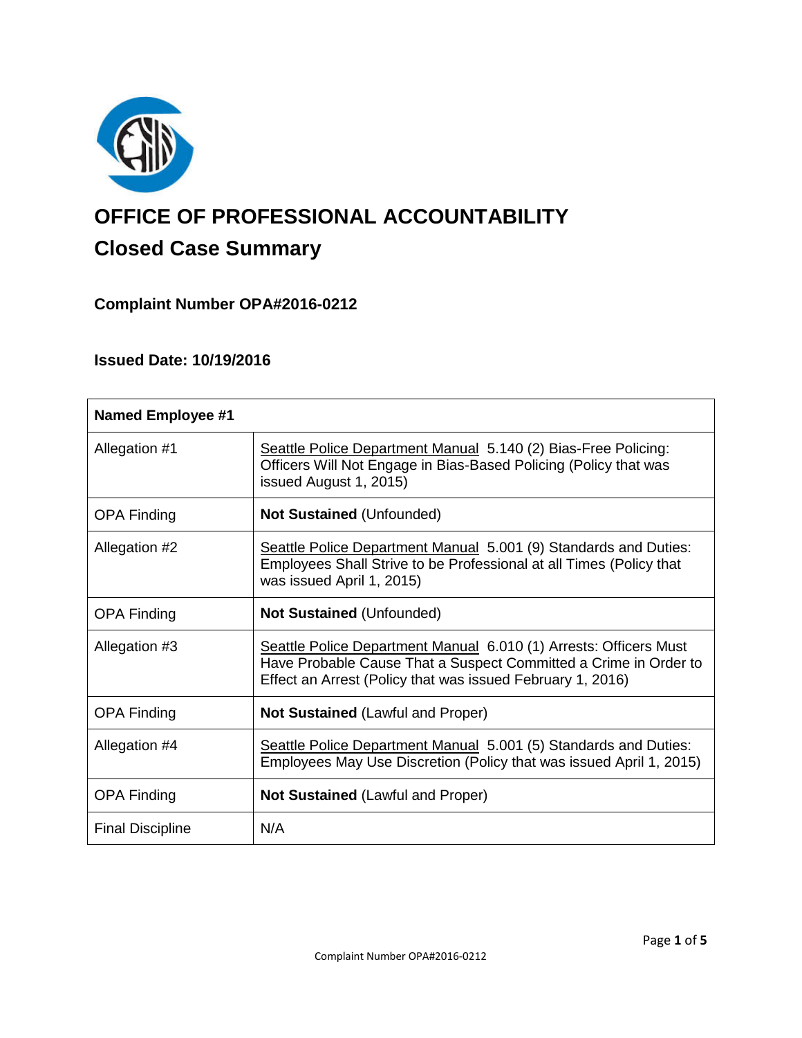# OFFICE OF PROFESSIONAL ACCOUNTABILITY

## Closed Case Summary

### Complaint Number OPA#2016-0212

### Issued Date: 10/19/2016

| **Named Employee #1** | |
|---|---|
| Allegation #1 | Seattle Police Department Manual 5.140 (2) Bias-Free Policing: Officers Will Not Engage in Bias-Based Policing (Policy that was issued August 1, 2015) |
| OPA Finding | **Not Sustained** (Unfounded) |
| Allegation #2 | Seattle Police Department Manual 5.001 (9) Standards and Duties: Employees Shall Strive to be Professional at all Times (Policy that was issued April 1, 2015) |
| OPA Finding | **Not Sustained** (Unfounded) |
| Allegation #3 | Seattle Police Department Manual 6.010 (1) Arrests: Officers Must Have Probable Cause That a Suspect Committed a Crime in Order to Effect an Arrest (Policy that was issued February 1, 2016) |
| OPA Finding | **Not Sustained** (Lawful and Proper) |
| Allegation #4 | Seattle Police Department Manual 5.001 (5) Standards and Duties: Employees May Use Discretion (Policy that was issued April 1, 2015) |
| OPA Finding | **Not Sustained** (Lawful and Proper) |
| Final Discipline | N/A |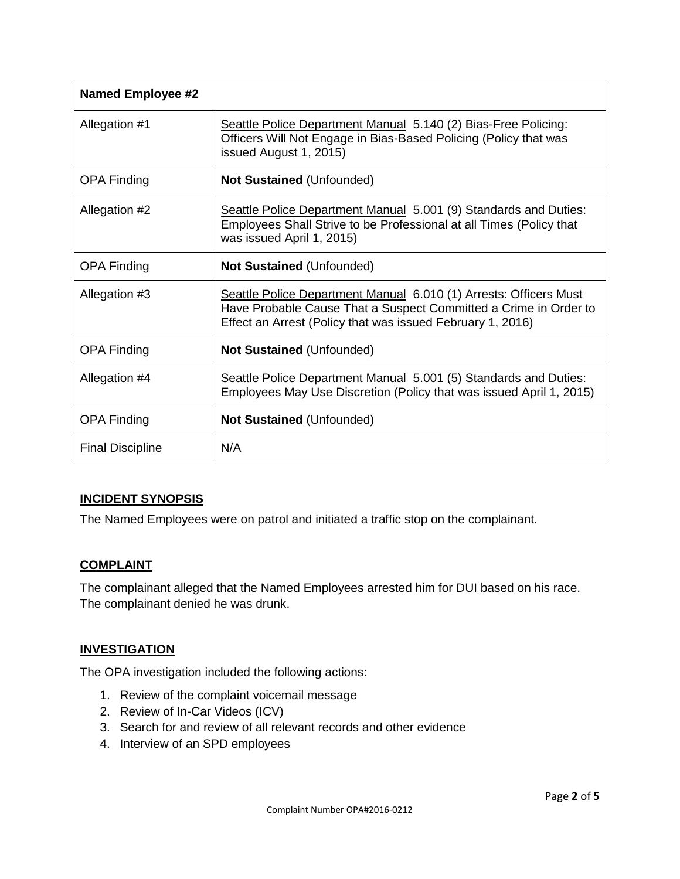| Named Employee #2 | |
|---|---|
| Allegation #1 | Seattle Police Department Manual 5.140 (2) Bias-Free Policing: Officers Will Not Engage in Bias-Based Policing (Policy that was issued August 1, 2015) |
| OPA Finding | **Not Sustained** (Unfounded) |
| Allegation #2 | Seattle Police Department Manual 5.001 (9) Standards and Duties: Employees Shall Strive to be Professional at all Times (Policy that was issued April 1, 2015) |
| OPA Finding | **Not Sustained** (Unfounded) |
| Allegation #3 | Seattle Police Department Manual 6.010 (1) Arrests: Officers Must Have Probable Cause That a Suspect Committed a Crime in Order to Effect an Arrest (Policy that was issued February 1, 2016) |
| OPA Finding | **Not Sustained** (Unfounded) |
| Allegation #4 | Seattle Police Department Manual 5.001 (5) Standards and Duties: Employees May Use Discretion (Policy that was issued April 1, 2015) |
| OPA Finding | **Not Sustained** (Unfounded) |
| Final Discipline | N/A |

## INCIDENT SYNOPSIS

The Named Employees were on patrol and initiated a traffic stop on the complainant.

## COMPLAINT

The complainant alleged that the Named Employees arrested him for DUI based on his race. The complainant denied he was drunk.

## INVESTIGATION

The OPA investigation included the following actions:

1. Review of the complaint voicemail message
2. Review of In-Car Videos (ICV)
3. Search for and review of all relevant records and other evidence
4. Interview of an SPD employees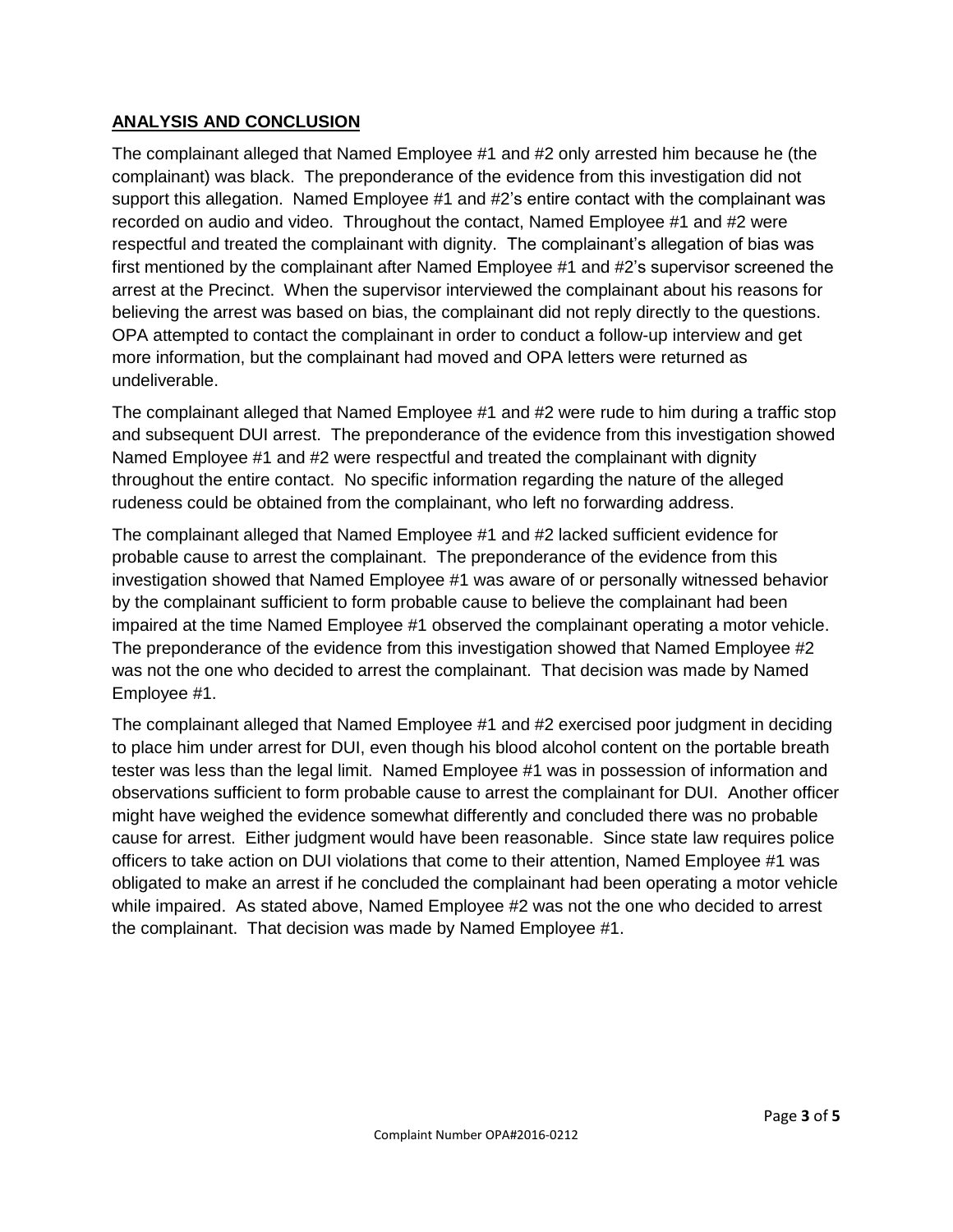## **ANALYSIS AND CONCLUSION**

The complainant alleged that Named Employee #1 and #2 only arrested him because he (the complainant) was black. The preponderance of the evidence from this investigation did not support this allegation. Named Employee #1 and #2's entire contact with the complainant was recorded on audio and video. Throughout the contact, Named Employee #1 and #2 were respectful and treated the complainant with dignity. The complainant's allegation of bias was first mentioned by the complainant after Named Employee #1 and #2's supervisor screened the arrest at the Precinct. When the supervisor interviewed the complainant about his reasons for believing the arrest was based on bias, the complainant did not reply directly to the questions. OPA attempted to contact the complainant in order to conduct a follow-up interview and get more information, but the complainant had moved and OPA letters were returned as undeliverable.

The complainant alleged that Named Employee #1 and #2 were rude to him during a traffic stop and subsequent DUI arrest. The preponderance of the evidence from this investigation showed Named Employee #1 and #2 were respectful and treated the complainant with dignity throughout the entire contact. No specific information regarding the nature of the alleged rudeness could be obtained from the complainant, who left no forwarding address.

The complainant alleged that Named Employee #1 and #2 lacked sufficient evidence for probable cause to arrest the complainant. The preponderance of the evidence from this investigation showed that Named Employee #1 was aware of or personally witnessed behavior by the complainant sufficient to form probable cause to believe the complainant had been impaired at the time Named Employee #1 observed the complainant operating a motor vehicle. The preponderance of the evidence from this investigation showed that Named Employee #2 was not the one who decided to arrest the complainant. That decision was made by Named Employee #1.

The complainant alleged that Named Employee #1 and #2 exercised poor judgment in deciding to place him under arrest for DUI, even though his blood alcohol content on the portable breath tester was less than the legal limit. Named Employee #1 was in possession of information and observations sufficient to form probable cause to arrest the complainant for DUI. Another officer might have weighed the evidence somewhat differently and concluded there was no probable cause for arrest. Either judgment would have been reasonable. Since state law requires police officers to take action on DUI violations that come to their attention, Named Employee #1 was obligated to make an arrest if he concluded the complainant had been operating a motor vehicle while impaired. As stated above, Named Employee #2 was not the one who decided to arrest the complainant. That decision was made by Named Employee #1.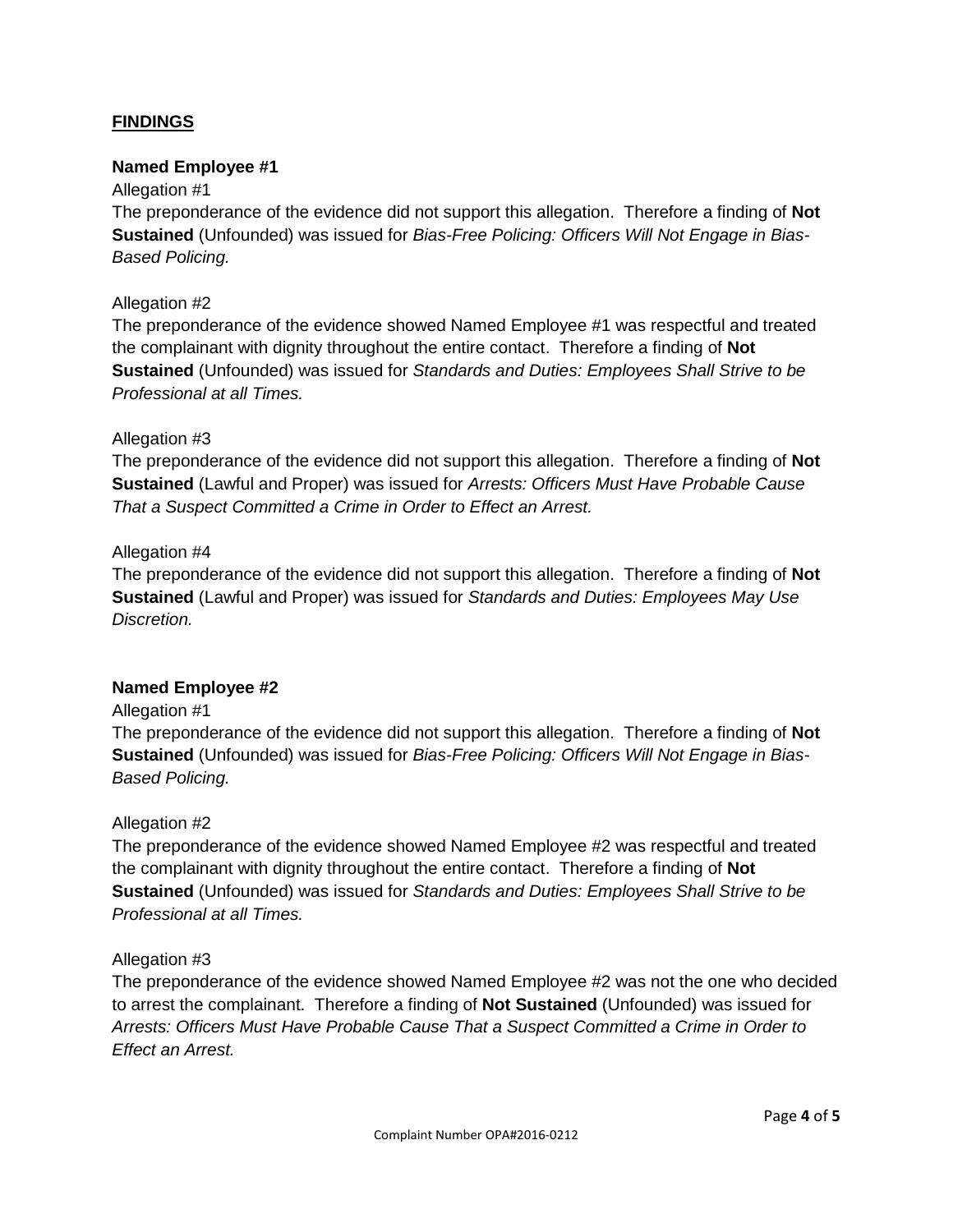## FINDINGS

### Named Employee #1

Allegation #1

The preponderance of the evidence did not support this allegation. Therefore a finding of **Not Sustained** (Unfounded) was issued for *Bias-Free Policing: Officers Will Not Engage in Bias-Based Policing.*

Allegation #2

The preponderance of the evidence showed Named Employee #1 was respectful and treated the complainant with dignity throughout the entire contact. Therefore a finding of **Not Sustained** (Unfounded) was issued for *Standards and Duties: Employees Shall Strive to be Professional at all Times.*

Allegation #3

The preponderance of the evidence did not support this allegation. Therefore a finding of **Not Sustained** (Lawful and Proper) was issued for *Arrests: Officers Must Have Probable Cause That a Suspect Committed a Crime in Order to Effect an Arrest.*

Allegation #4

The preponderance of the evidence did not support this allegation. Therefore a finding of **Not Sustained** (Lawful and Proper) was issued for *Standards and Duties: Employees May Use Discretion.*

### Named Employee #2

Allegation #1

The preponderance of the evidence did not support this allegation. Therefore a finding of **Not Sustained** (Unfounded) was issued for *Bias-Free Policing: Officers Will Not Engage in Bias-Based Policing.*

Allegation #2

The preponderance of the evidence showed Named Employee #2 was respectful and treated the complainant with dignity throughout the entire contact. Therefore a finding of **Not Sustained** (Unfounded) was issued for *Standards and Duties: Employees Shall Strive to be Professional at all Times.*

Allegation #3

The preponderance of the evidence showed Named Employee #2 was not the one who decided to arrest the complainant. Therefore a finding of **Not Sustained** (Unfounded) was issued for *Arrests: Officers Must Have Probable Cause That a Suspect Committed a Crime in Order to Effect an Arrest.*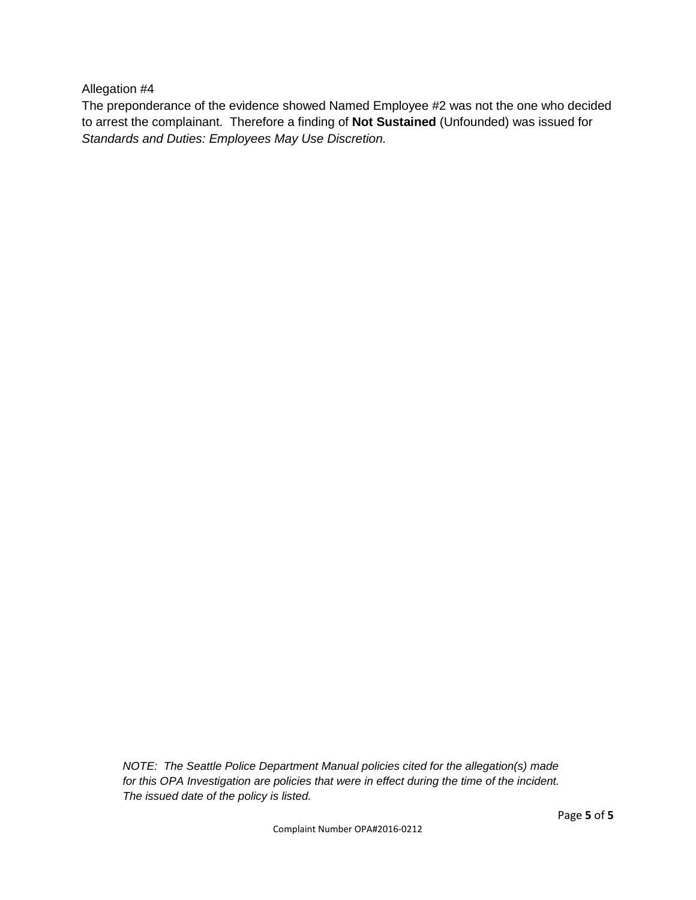Allegation #4

The preponderance of the evidence showed Named Employee #2 was not the one who decided to arrest the complainant. Therefore a finding of **Not Sustained** (Unfounded) was issued for *Standards and Duties: Employees May Use Discretion.*

*NOTE: The Seattle Police Department Manual policies cited for the allegation(s) made for this OPA Investigation are policies that were in effect during the time of the incident. The issued date of the policy is listed.*

Complaint Number OPA#2016-0212